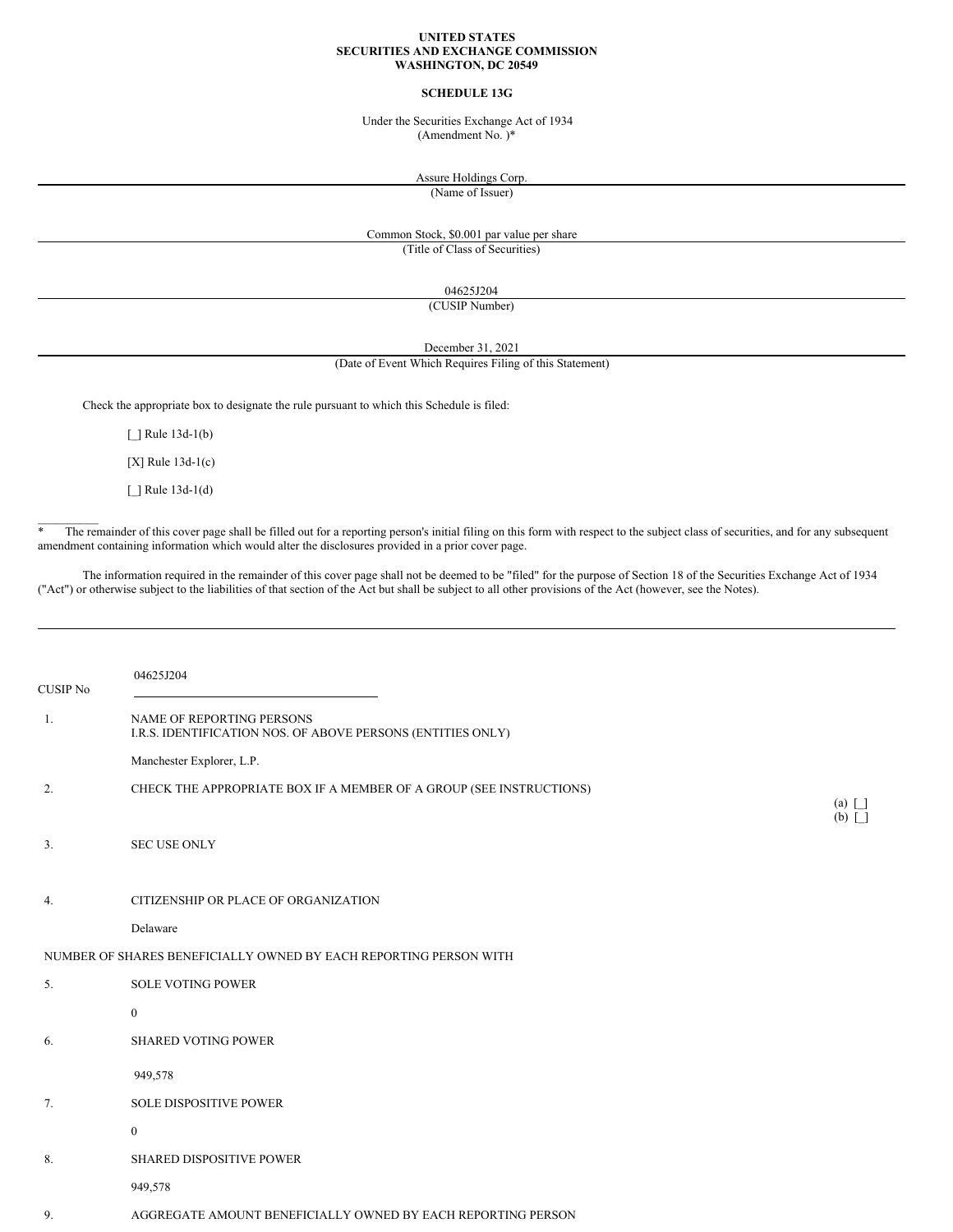**UNITED STATES**
**SECURITIES AND EXCHANGE COMMISSION**
**WASHINGTON, DC 20549**

**SCHEDULE 13G**

Under the Securities Exchange Act of 1934
(Amendment No. )*

Assure Holdings Corp.
(Name of Issuer)

Common Stock, $0.001 par value per share
(Title of Class of Securities)

04625J204
(CUSIP Number)

December 31, 2021
(Date of Event Which Requires Filing of this Statement)

Check the appropriate box to designate the rule pursuant to which this Schedule is filed:

[_] Rule 13d-1(b)

[X] Rule 13d-1(c)

[_] Rule 13d-1(d)

---

* The remainder of this cover page shall be filled out for a reporting person's initial filing on this form with respect to the subject class of securities, and for any subsequent amendment containing information which would alter the disclosures provided in a prior cover page.

The information required in the remainder of this cover page shall not be deemed to be "filed" for the purpose of Section 18 of the Securities Exchange Act of 1934 ("Act") or otherwise subject to the liabilities of that section of the Act but shall be subject to all other provisions of the Act (however, see the Notes).

---

CUSIP No 04625J204

1. NAME OF REPORTING PERSONS
I.R.S. IDENTIFICATION NOS. OF ABOVE PERSONS (ENTITIES ONLY)

   Manchester Explorer, L.P.

2. CHECK THE APPROPRIATE BOX IF A MEMBER OF A GROUP (SEE INSTRUCTIONS)
(a) [_]
(b) [_]

3. SEC USE ONLY

4. CITIZENSHIP OR PLACE OF ORGANIZATION

   Delaware

NUMBER OF SHARES BENEFICIALLY OWNED BY EACH REPORTING PERSON WITH

5. SOLE VOTING POWER

   0

6. SHARED VOTING POWER

   949,578

7. SOLE DISPOSITIVE POWER

   0

8. SHARED DISPOSITIVE POWER

   949,578

9. AGGREGATE AMOUNT BENEFICIALLY OWNED BY EACH REPORTING PERSON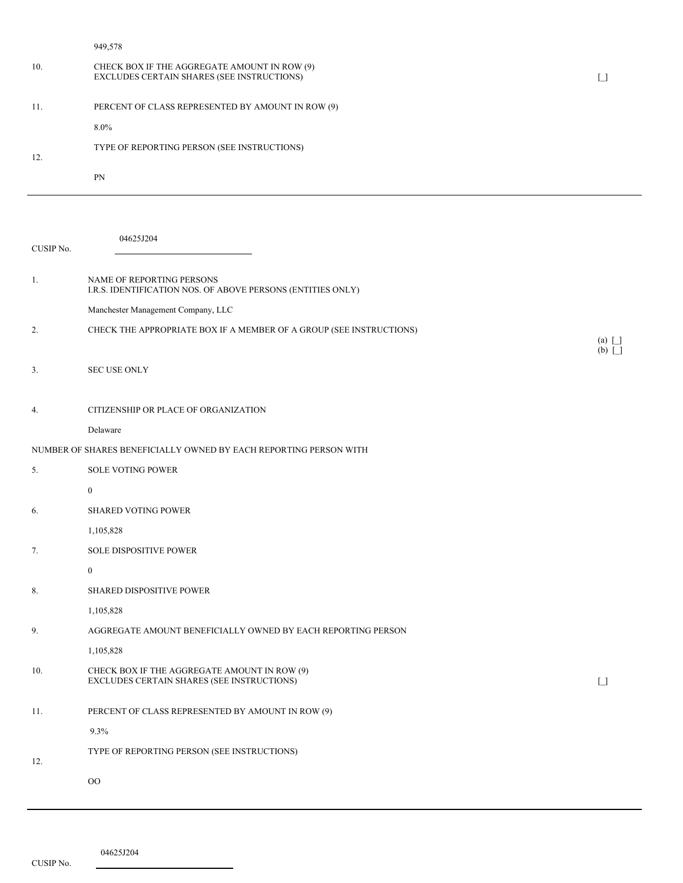949,578

| | | |
|---|---|---|
| 10. | CHECK BOX IF THE AGGREGATE AMOUNT IN ROW (9) EXCLUDES CERTAIN SHARES (SEE INSTRUCTIONS) | [_] |
| 11. | PERCENT OF CLASS REPRESENTED BY AMOUNT IN ROW (9) | |
| | 8.0% | |
| 12. | TYPE OF REPORTING PERSON (SEE INSTRUCTIONS) | |
| | PN | |

---

CUSIP No. 04625J204

| | | |
|---|---|---|
| 1. | NAME OF REPORTING PERSONS<br>I.R.S. IDENTIFICATION NOS. OF ABOVE PERSONS (ENTITIES ONLY) | |
| | Manchester Management Company, LLC | |
| 2. | CHECK THE APPROPRIATE BOX IF A MEMBER OF A GROUP (SEE INSTRUCTIONS) | (a) [_]<br>(b) [_] |
| 3. | SEC USE ONLY | |
| 4. | CITIZENSHIP OR PLACE OF ORGANIZATION | |
| | Delaware | |
| NUMBER OF SHARES BENEFICIALLY OWNED BY EACH REPORTING PERSON WITH | | |
| 5. | SOLE VOTING POWER | |
| | 0 | |
| 6. | SHARED VOTING POWER | |
| | 1,105,828 | |
| 7. | SOLE DISPOSITIVE POWER | |
| | 0 | |
| 8. | SHARED DISPOSITIVE POWER | |
| | 1,105,828 | |
| 9. | AGGREGATE AMOUNT BENEFICIALLY OWNED BY EACH REPORTING PERSON | |
| | 1,105,828 | |
| 10. | CHECK BOX IF THE AGGREGATE AMOUNT IN ROW (9) EXCLUDES CERTAIN SHARES (SEE INSTRUCTIONS) | [_] |
| 11. | PERCENT OF CLASS REPRESENTED BY AMOUNT IN ROW (9) | |
| | 9.3% | |
| 12. | TYPE OF REPORTING PERSON (SEE INSTRUCTIONS) | |
| | OO | |

---

CUSIP No. 04625J204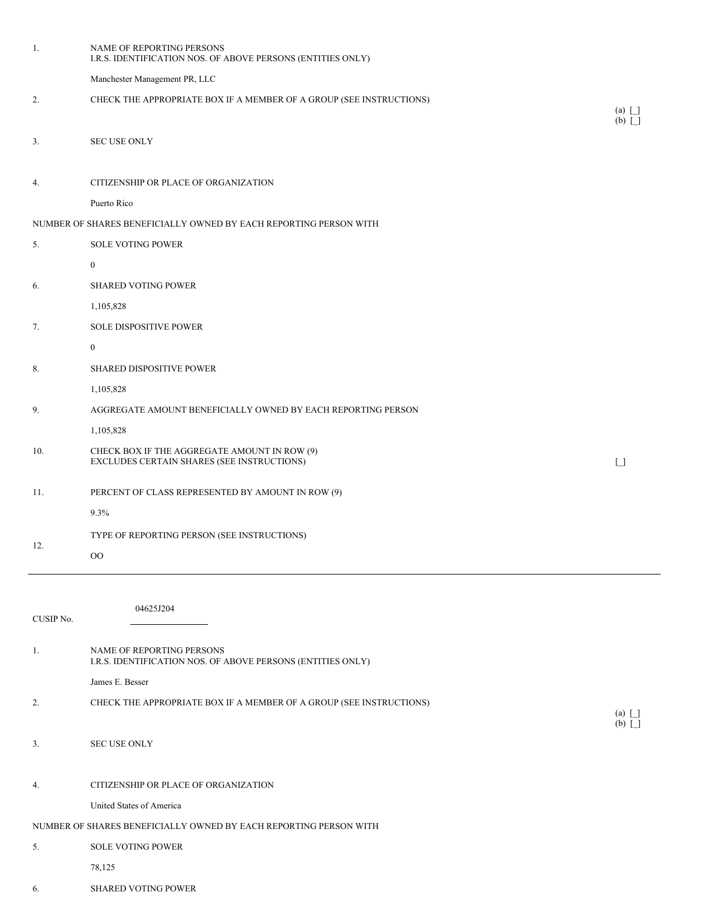| | | |
|---|---|---|
| 1. | NAME OF REPORTING PERSONS<br>I.R.S. IDENTIFICATION NOS. OF ABOVE PERSONS (ENTITIES ONLY)<br><br>Manchester Management PR, LLC | |
| 2. | CHECK THE APPROPRIATE BOX IF A MEMBER OF A GROUP (SEE INSTRUCTIONS) | (a) [_]<br>(b) [_] |
| 3. | SEC USE ONLY | |
| 4. | CITIZENSHIP OR PLACE OF ORGANIZATION<br><br>Puerto Rico | |
| NUMBER OF SHARES BENEFICIALLY OWNED BY EACH REPORTING PERSON WITH | | |
| 5. | SOLE VOTING POWER<br><br>0 | |
| 6. | SHARED VOTING POWER<br><br>1,105,828 | |
| 7. | SOLE DISPOSITIVE POWER<br><br>0 | |
| 8. | SHARED DISPOSITIVE POWER<br><br>1,105,828 | |
| 9. | AGGREGATE AMOUNT BENEFICIALLY OWNED BY EACH REPORTING PERSON<br><br>1,105,828 | |
| 10. | CHECK BOX IF THE AGGREGATE AMOUNT IN ROW (9)<br>EXCLUDES CERTAIN SHARES (SEE INSTRUCTIONS) | [_] |
| 11. | PERCENT OF CLASS REPRESENTED BY AMOUNT IN ROW (9)<br><br>9.3% | |
| 12. | TYPE OF REPORTING PERSON (SEE INSTRUCTIONS)<br><br>OO | |

CUSIP No. 04625J204

| | | |
|---|---|---|
| 1. | NAME OF REPORTING PERSONS<br>I.R.S. IDENTIFICATION NOS. OF ABOVE PERSONS (ENTITIES ONLY)<br><br>James E. Besser | |
| 2. | CHECK THE APPROPRIATE BOX IF A MEMBER OF A GROUP (SEE INSTRUCTIONS) | (a) [_]<br>(b) [_] |
| 3. | SEC USE ONLY | |
| 4. | CITIZENSHIP OR PLACE OF ORGANIZATION<br><br>United States of America | |
| NUMBER OF SHARES BENEFICIALLY OWNED BY EACH REPORTING PERSON WITH | | |
| 5. | SOLE VOTING POWER<br><br>78,125 | |
| 6. | SHARED VOTING POWER | |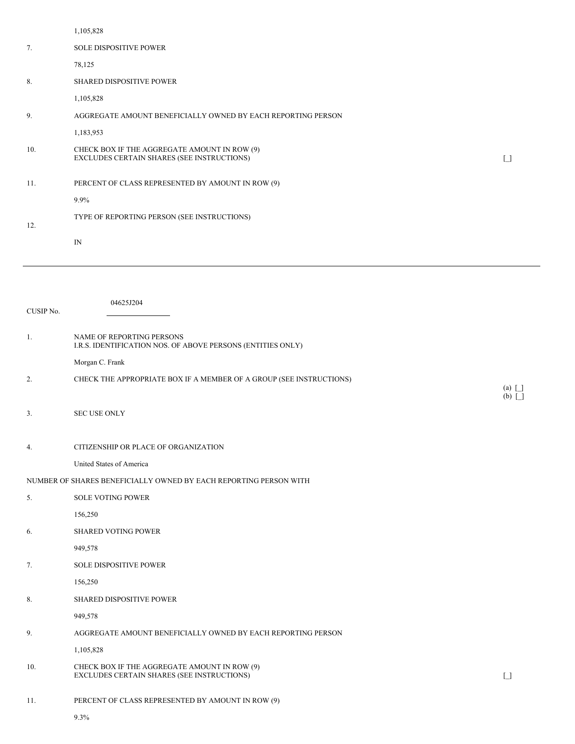1,105,828

| | | |
|---|---|---|
| 7. | SOLE DISPOSITIVE POWER<br><br>78,125 | |
| 8. | SHARED DISPOSITIVE POWER<br><br>1,105,828 | |
| 9. | AGGREGATE AMOUNT BENEFICIALLY OWNED BY EACH REPORTING PERSON<br><br>1,183,953 | |
| 10. | CHECK BOX IF THE AGGREGATE AMOUNT IN ROW (9) EXCLUDES CERTAIN SHARES (SEE INSTRUCTIONS) | [_] |
| 11. | PERCENT OF CLASS REPRESENTED BY AMOUNT IN ROW (9)<br><br>9.9% | |
| 12. | TYPE OF REPORTING PERSON (SEE INSTRUCTIONS)<br><br>IN | |

---

CUSIP No. 04625J204

| | | |
|---|---|---|
| 1. | NAME OF REPORTING PERSONS<br>I.R.S. IDENTIFICATION NOS. OF ABOVE PERSONS (ENTITIES ONLY)<br><br>Morgan C. Frank | |
| 2. | CHECK THE APPROPRIATE BOX IF A MEMBER OF A GROUP (SEE INSTRUCTIONS) | (a) [_]<br>(b) [_] |
| 3. | SEC USE ONLY | |
| 4. | CITIZENSHIP OR PLACE OF ORGANIZATION<br><br>United States of America | |

NUMBER OF SHARES BENEFICIALLY OWNED BY EACH REPORTING PERSON WITH

| | | |
|---|---|---|
| 5. | SOLE VOTING POWER<br><br>156,250 | |
| 6. | SHARED VOTING POWER<br><br>949,578 | |
| 7. | SOLE DISPOSITIVE POWER<br><br>156,250 | |
| 8. | SHARED DISPOSITIVE POWER<br><br>949,578 | |
| 9. | AGGREGATE AMOUNT BENEFICIALLY OWNED BY EACH REPORTING PERSON<br><br>1,105,828 | |
| 10. | CHECK BOX IF THE AGGREGATE AMOUNT IN ROW (9) EXCLUDES CERTAIN SHARES (SEE INSTRUCTIONS) | [_] |
| 11. | PERCENT OF CLASS REPRESENTED BY AMOUNT IN ROW (9)<br><br>9.3% | |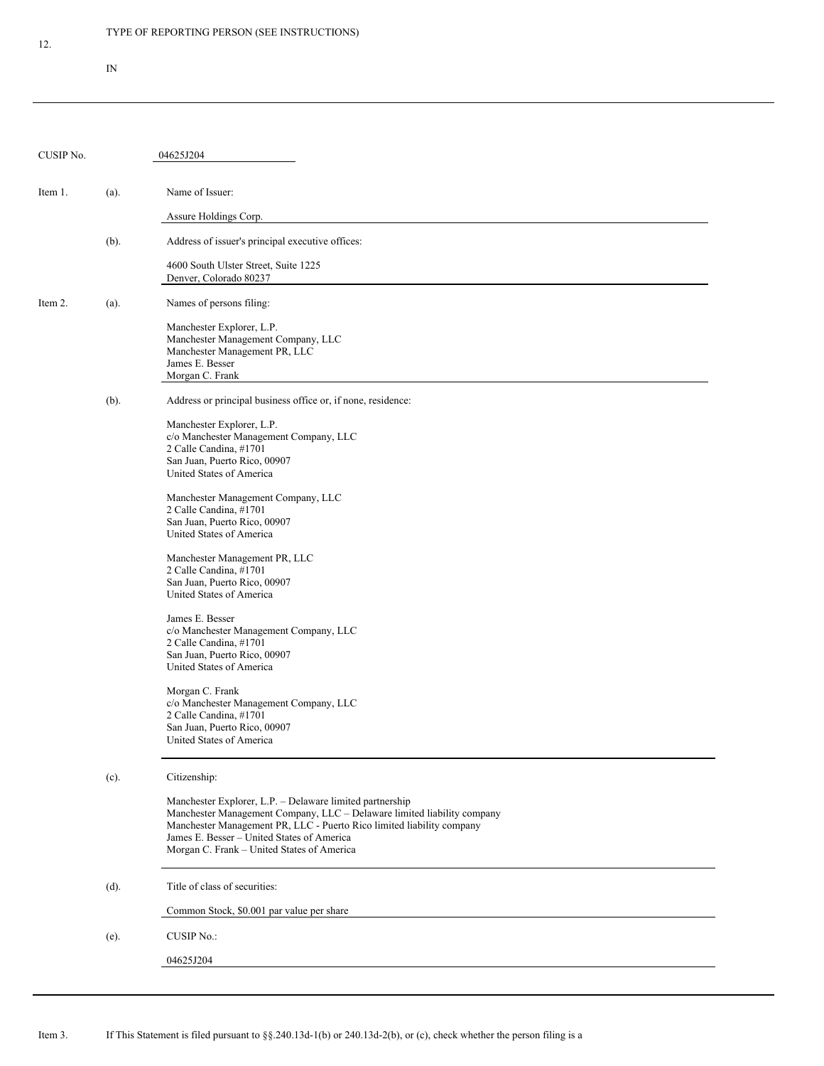12. TYPE OF REPORTING PERSON (SEE INSTRUCTIONS)

IN

---

CUSIP No. 04625J204

Item 1. (a). Name of Issuer:

Assure Holdings Corp.

(b). Address of issuer's principal executive offices:

4600 South Ulster Street, Suite 1225
Denver, Colorado 80237

Item 2. (a). Names of persons filing:

Manchester Explorer, L.P.
Manchester Management Company, LLC
Manchester Management PR, LLC
James E. Besser
Morgan C. Frank

(b). Address or principal business office or, if none, residence:

Manchester Explorer, L.P.
c/o Manchester Management Company, LLC
2 Calle Candina, #1701
San Juan, Puerto Rico, 00907
United States of America

Manchester Management Company, LLC
2 Calle Candina, #1701
San Juan, Puerto Rico, 00907
United States of America

Manchester Management PR, LLC
2 Calle Candina, #1701
San Juan, Puerto Rico, 00907
United States of America

James E. Besser
c/o Manchester Management Company, LLC
2 Calle Candina, #1701
San Juan, Puerto Rico, 00907
United States of America

Morgan C. Frank
c/o Manchester Management Company, LLC
2 Calle Candina, #1701
San Juan, Puerto Rico, 00907
United States of America

(c). Citizenship:

Manchester Explorer, L.P. – Delaware limited partnership
Manchester Management Company, LLC – Delaware limited liability company
Manchester Management PR, LLC - Puerto Rico limited liability company
James E. Besser – United States of America
Morgan C. Frank – United States of America

(d). Title of class of securities:

Common Stock, $0.001 par value per share

(e). CUSIP No.:

04625J204

---

Item 3. If This Statement is filed pursuant to §§.240.13d-1(b) or 240.13d-2(b), or (c), check whether the person filing is a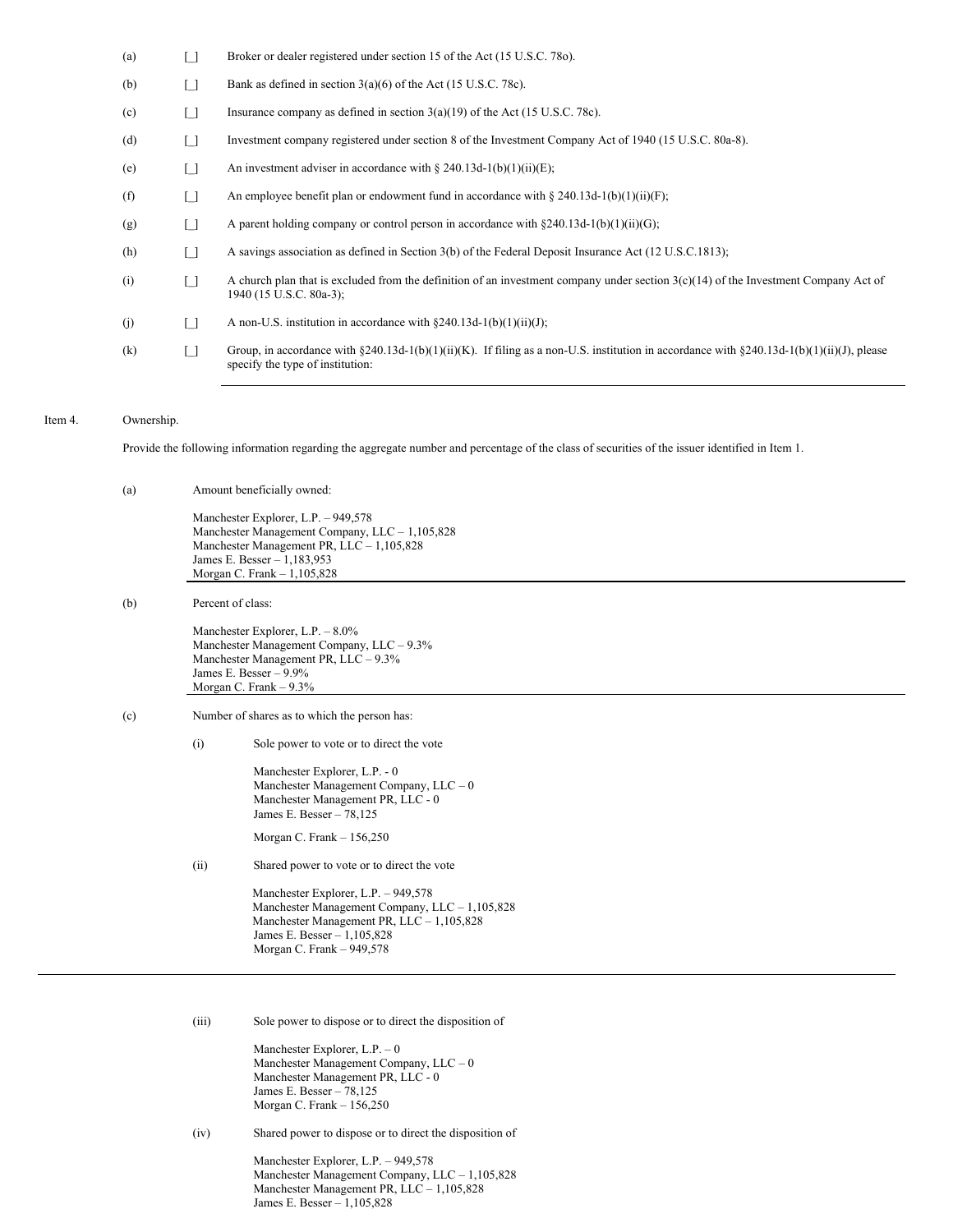(a) [_] Broker or dealer registered under section 15 of the Act (15 U.S.C. 78o).

(b) [_] Bank as defined in section 3(a)(6) of the Act (15 U.S.C. 78c).

(c) [_] Insurance company as defined in section 3(a)(19) of the Act (15 U.S.C. 78c).

(d) [_] Investment company registered under section 8 of the Investment Company Act of 1940 (15 U.S.C. 80a-8).

(e) [_] An investment adviser in accordance with § 240.13d-1(b)(1)(ii)(E);

(f) [_] An employee benefit plan or endowment fund in accordance with § 240.13d-1(b)(1)(ii)(F);

(g) [_] A parent holding company or control person in accordance with §240.13d-1(b)(1)(ii)(G);

(h) [_] A savings association as defined in Section 3(b) of the Federal Deposit Insurance Act (12 U.S.C.1813);

(i) [_] A church plan that is excluded from the definition of an investment company under section 3(c)(14) of the Investment Company Act of 1940 (15 U.S.C. 80a-3);

(j) [_] A non-U.S. institution in accordance with §240.13d-1(b)(1)(ii)(J);

(k) [_] Group, in accordance with §240.13d-1(b)(1)(ii)(K). If filing as a non-U.S. institution in accordance with §240.13d-1(b)(1)(ii)(J), please specify the type of institution:

---

Item 4. Ownership.

Provide the following information regarding the aggregate number and percentage of the class of securities of the issuer identified in Item 1.

(a) Amount beneficially owned:

Manchester Explorer, L.P. – 949,578
Manchester Management Company, LLC – 1,105,828
Manchester Management PR, LLC – 1,105,828
James E. Besser – 1,183,953
Morgan C. Frank – 1,105,828

(b) Percent of class:

Manchester Explorer, L.P. – 8.0%
Manchester Management Company, LLC – 9.3%
Manchester Management PR, LLC – 9.3%
James E. Besser – 9.9%
Morgan C. Frank – 9.3%

(c) Number of shares as to which the person has:

(i) Sole power to vote or to direct the vote

Manchester Explorer, L.P. - 0
Manchester Management Company, LLC – 0
Manchester Management PR, LLC - 0
James E. Besser – 78,125

Morgan C. Frank – 156,250

(ii) Shared power to vote or to direct the vote

Manchester Explorer, L.P. – 949,578
Manchester Management Company, LLC – 1,105,828
Manchester Management PR, LLC – 1,105,828
James E. Besser – 1,105,828
Morgan C. Frank – 949,578

(iii) Sole power to dispose or to direct the disposition of

Manchester Explorer, L.P. – 0
Manchester Management Company, LLC – 0
Manchester Management PR, LLC - 0
James E. Besser – 78,125
Morgan C. Frank – 156,250

(iv) Shared power to dispose or to direct the disposition of

Manchester Explorer, L.P. – 949,578
Manchester Management Company, LLC – 1,105,828
Manchester Management PR, LLC – 1,105,828
James E. Besser – 1,105,828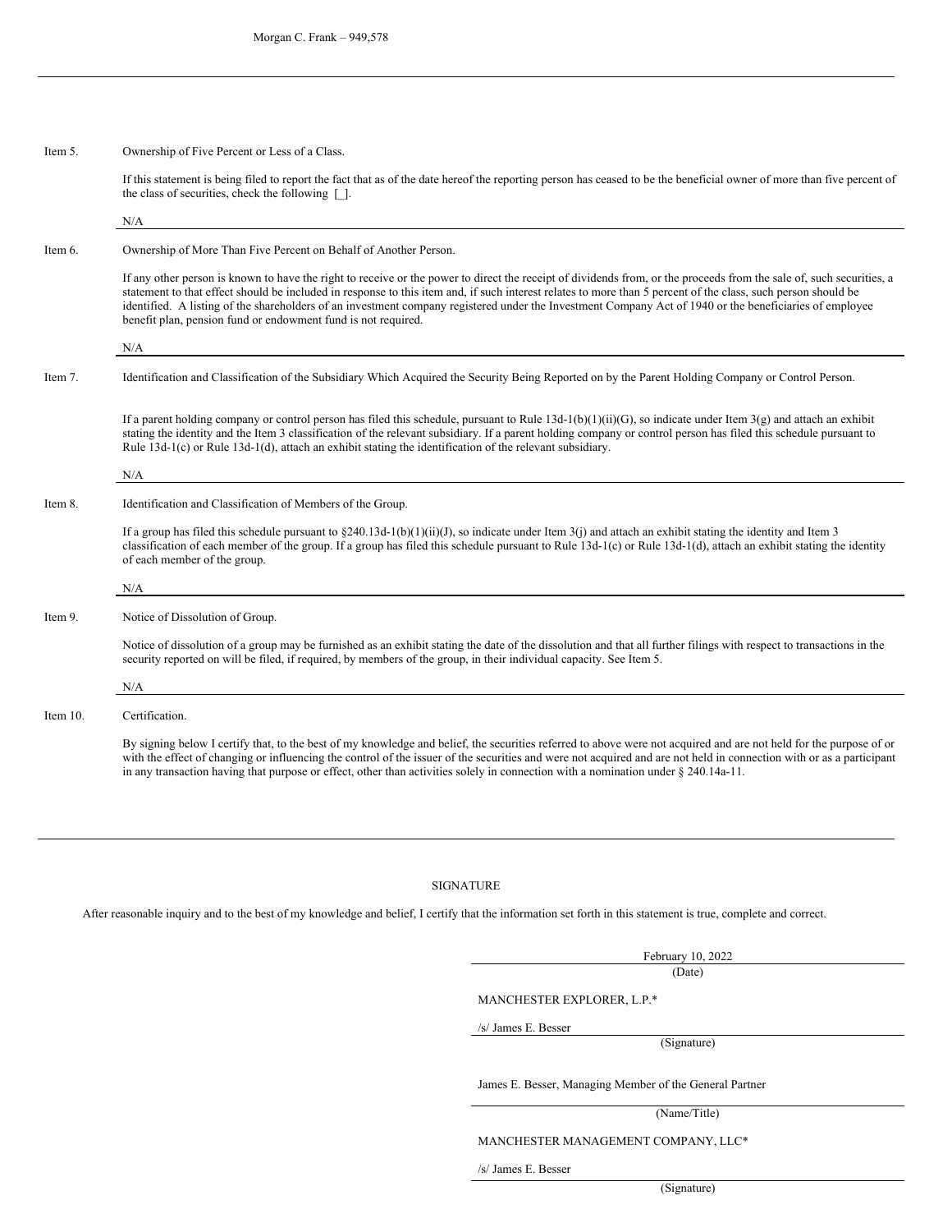Morgan C. Frank – 949,578

---

| | |
|---|---|
| Item 5. | Ownership of Five Percent or Less of a Class. |
| | If this statement is being filed to report the fact that as of the date hereof the reporting person has ceased to be the beneficial owner of more than five percent of the class of securities, check the following [_]. |
| | N/A |
| Item 6. | Ownership of More Than Five Percent on Behalf of Another Person. |
| | If any other person is known to have the right to receive or the power to direct the receipt of dividends from, or the proceeds from the sale of, such securities, a statement to that effect should be included in response to this item and, if such interest relates to more than 5 percent of the class, such person should be identified. A listing of the shareholders of an investment company registered under the Investment Company Act of 1940 or the beneficiaries of employee benefit plan, pension fund or endowment fund is not required. |
| | N/A |
| Item 7. | Identification and Classification of the Subsidiary Which Acquired the Security Being Reported on by the Parent Holding Company or Control Person. |
| | If a parent holding company or control person has filed this schedule, pursuant to Rule 13d-1(b)(1)(ii)(G), so indicate under Item 3(g) and attach an exhibit stating the identity and the Item 3 classification of the relevant subsidiary. If a parent holding company or control person has filed this schedule pursuant to Rule 13d-1(c) or Rule 13d-1(d), attach an exhibit stating the identification of the relevant subsidiary. |
| | N/A |
| Item 8. | Identification and Classification of Members of the Group. |
| | If a group has filed this schedule pursuant to §240.13d-1(b)(1)(ii)(J), so indicate under Item 3(j) and attach an exhibit stating the identity and Item 3 classification of each member of the group. If a group has filed this schedule pursuant to Rule 13d-1(c) or Rule 13d-1(d), attach an exhibit stating the identity of each member of the group. |
| | N/A |
| Item 9. | Notice of Dissolution of Group. |
| | Notice of dissolution of a group may be furnished as an exhibit stating the date of the dissolution and that all further filings with respect to transactions in the security reported on will be filed, if required, by members of the group, in their individual capacity. See Item 5. |
| | N/A |
| Item 10. | Certification. |
| | By signing below I certify that, to the best of my knowledge and belief, the securities referred to above were not acquired and are not held for the purpose of or with the effect of changing or influencing the control of the issuer of the securities and were not acquired and are not held in connection with or as a participant in any transaction having that purpose or effect, other than activities solely in connection with a nomination under § 240.14a-11. |

---

SIGNATURE

After reasonable inquiry and to the best of my knowledge and belief, I certify that the information set forth in this statement is true, complete and correct.

February 10, 2022
(Date)

MANCHESTER EXPLORER, L.P.*

/s/ James E. Besser
(Signature)

James E. Besser, Managing Member of the General Partner
(Name/Title)

MANCHESTER MANAGEMENT COMPANY, LLC*

/s/ James E. Besser
(Signature)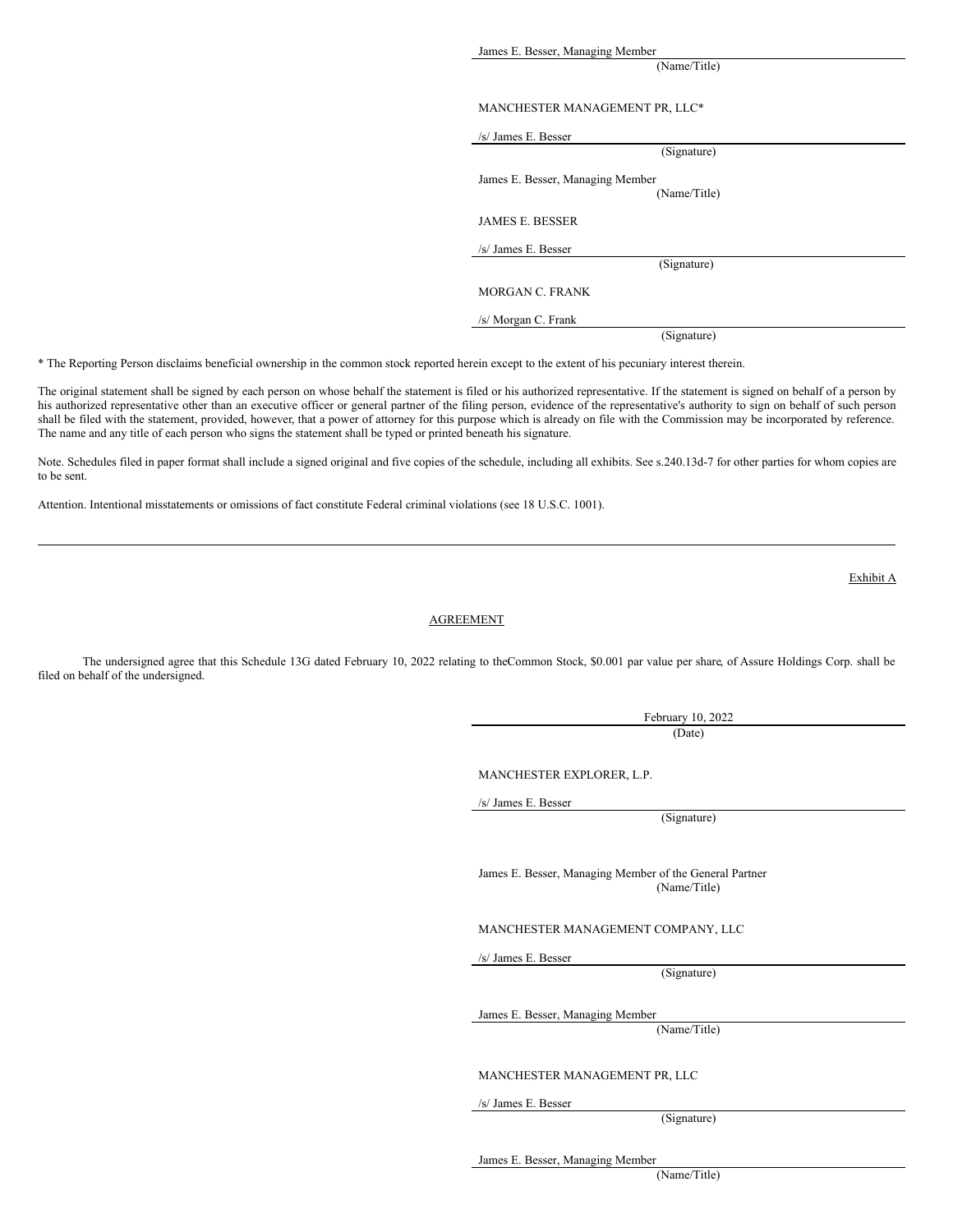James E. Besser, Managing Member
(Name/Title)

MANCHESTER MANAGEMENT PR, LLC*

/s/ James E. Besser
(Signature)

James E. Besser, Managing Member
(Name/Title)

JAMES E. BESSER

/s/ James E. Besser
(Signature)

MORGAN C. FRANK

/s/ Morgan C. Frank
(Signature)

* The Reporting Person disclaims beneficial ownership in the common stock reported herein except to the extent of his pecuniary interest therein.

The original statement shall be signed by each person on whose behalf the statement is filed or his authorized representative. If the statement is signed on behalf of a person by his authorized representative other than an executive officer or general partner of the filing person, evidence of the representative's authority to sign on behalf of such person shall be filed with the statement, provided, however, that a power of attorney for this purpose which is already on file with the Commission may be incorporated by reference. The name and any title of each person who signs the statement shall be typed or printed beneath his signature.

Note. Schedules filed in paper format shall include a signed original and five copies of the schedule, including all exhibits. See s.240.13d-7 for other parties for whom copies are to be sent.

Attention. Intentional misstatements or omissions of fact constitute Federal criminal violations (see 18 U.S.C. 1001).

---

Exhibit A

AGREEMENT

The undersigned agree that this Schedule 13G dated February 10, 2022 relating to theCommon Stock, $0.001 par value per share, of Assure Holdings Corp. shall be filed on behalf of the undersigned.

February 10, 2022
(Date)

MANCHESTER EXPLORER, L.P.

/s/ James E. Besser
(Signature)

James E. Besser, Managing Member of the General Partner
(Name/Title)

MANCHESTER MANAGEMENT COMPANY, LLC

/s/ James E. Besser
(Signature)

James E. Besser, Managing Member
(Name/Title)

MANCHESTER MANAGEMENT PR, LLC

/s/ James E. Besser
(Signature)

James E. Besser, Managing Member
(Name/Title)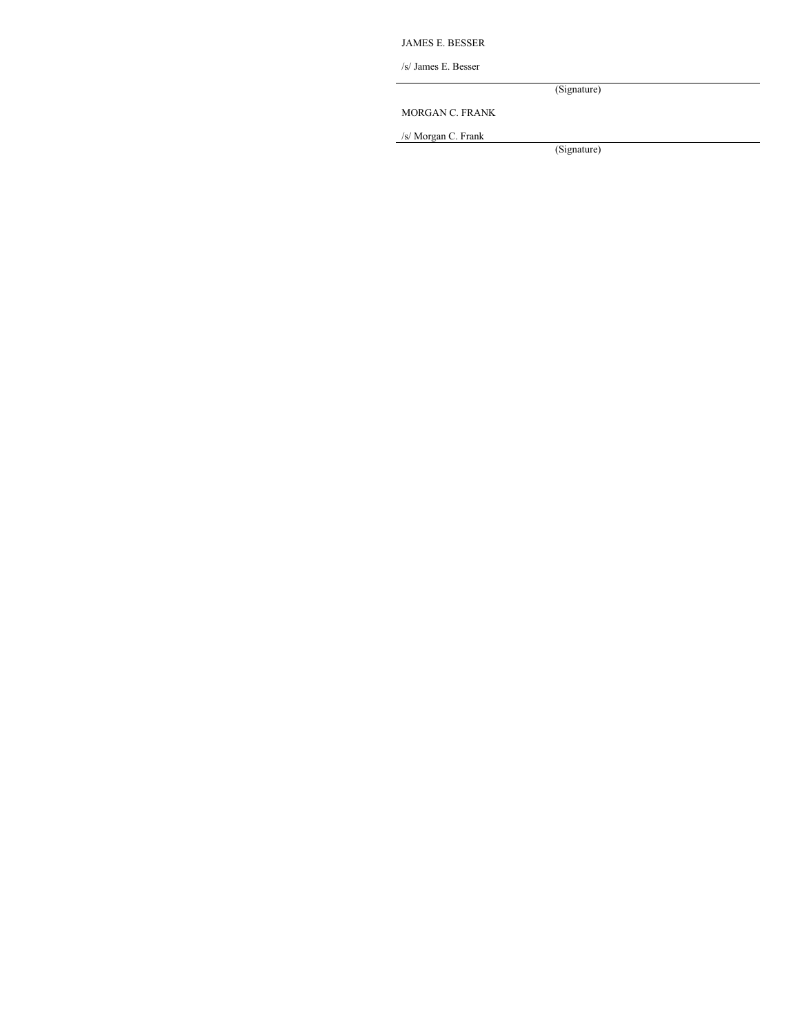JAMES E. BESSER

/s/ James E. Besser

(Signature)

MORGAN C. FRANK

/s/ Morgan C. Frank

(Signature)